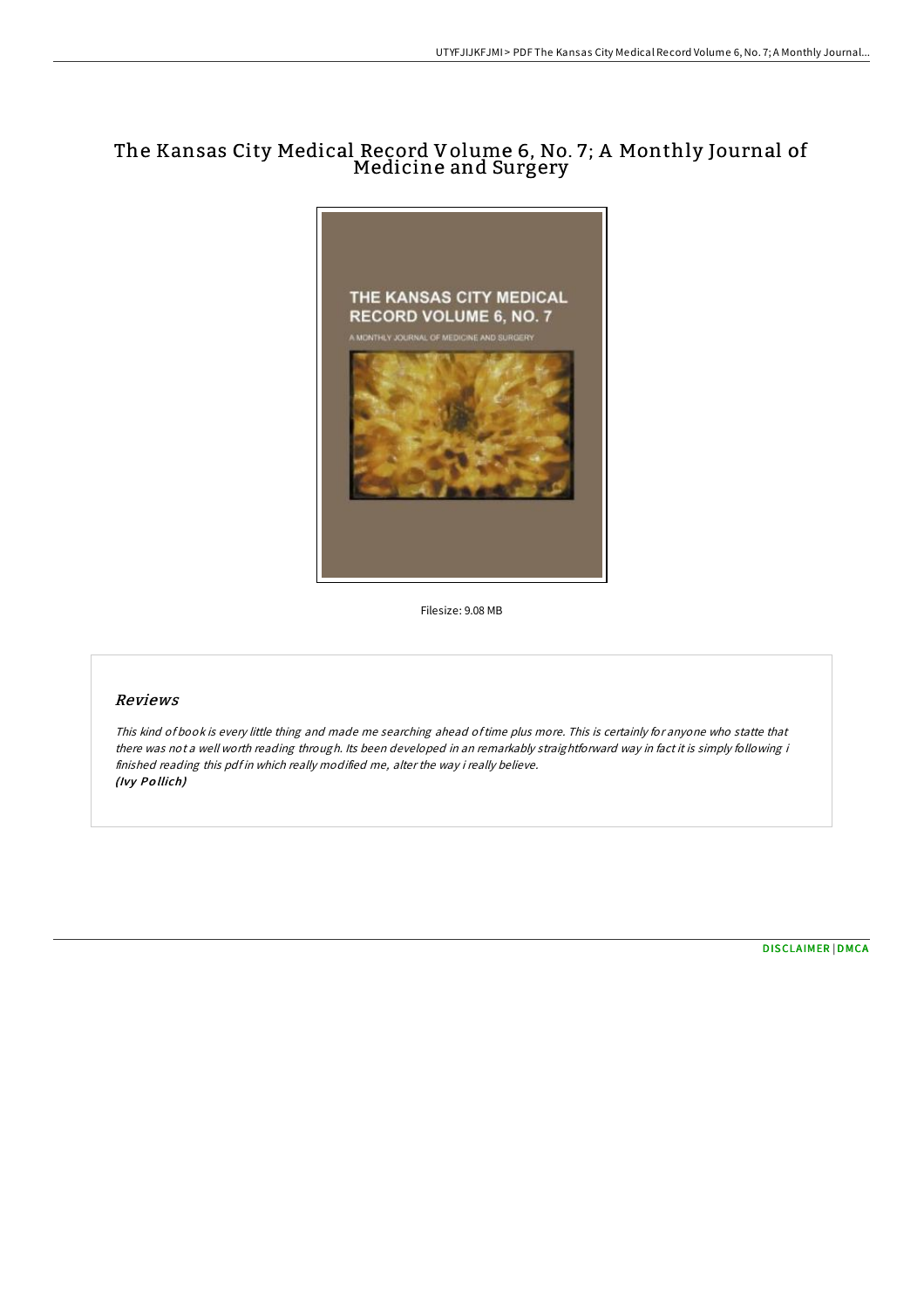# The Kansas City Medical Record Volume 6, No. 7; A Monthly Journal of Medicine and Surgery

Filesize: 9.08 MB

## Reviews

*This kind of book is every little thing and made me searching ahead of time plus more. This is certainly for anyone who statte that there was not a well worth reading through. Its been developed in an remarkably straightforward way in fact it is simply following i finished reading this pdf in which really modified me, alter the way i really believe.*
*(Ivy Pollich)*

DISCLAIMER | DMCA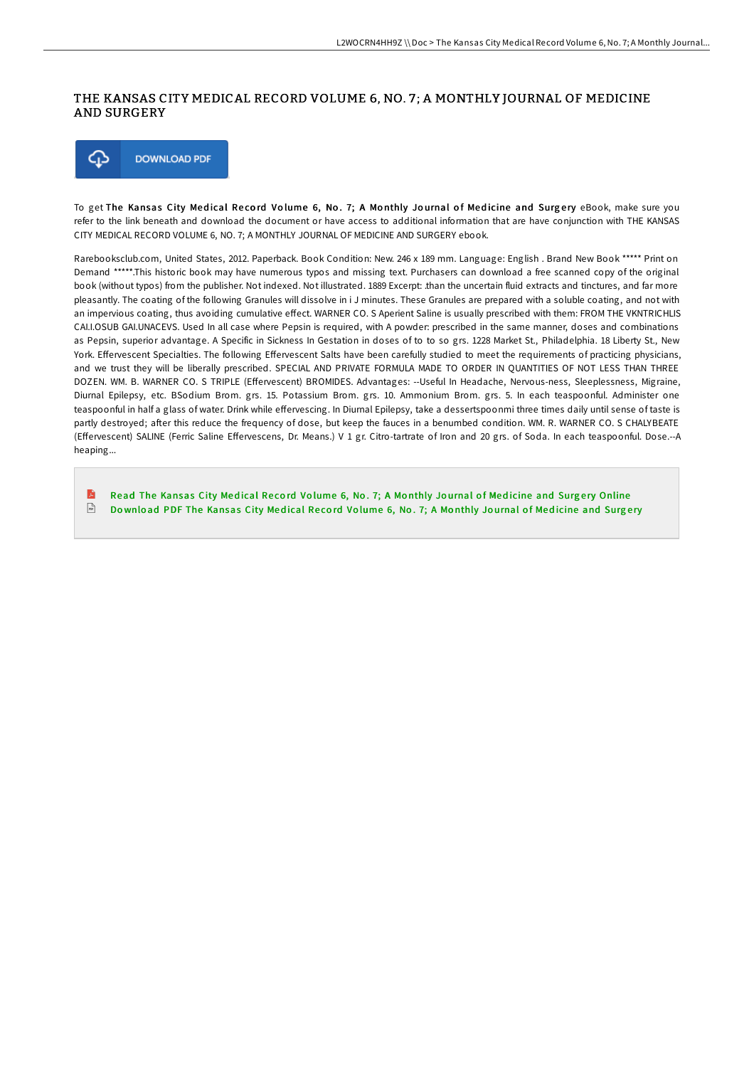# THE KANSAS CITY MEDICAL RECORD VOLUME 6, NO. 7; A MONTHLY JOURNAL OF MEDICINE AND SURGERY

DOWNLOAD PDF

To get **The Kansas City Medical Record Volume 6, No. 7; A Monthly Journal of Medicine and Surgery** eBook, make sure you refer to the link beneath and download the document or have access to additional information that are have conjunction with THE KANSAS CITY MEDICAL RECORD VOLUME 6, NO. 7; A MONTHLY JOURNAL OF MEDICINE AND SURGERY ebook.

Rarebooksclub.com, United States, 2012. Paperback. Book Condition: New. 246 x 189 mm. Language: English . Brand New Book ***** Print on Demand *****.This historic book may have numerous typos and missing text. Purchasers can download a free scanned copy of the original book (without typos) from the publisher. Not indexed. Not illustrated. 1889 Excerpt: .than the uncertain fluid extracts and tinctures, and far more pleasantly. The coating of the following Granules will dissolve in i J minutes. These Granules are prepared with a soluble coating, and not with an impervious coating, thus avoiding cumulative effect. WARNER CO. S Aperient Saline is usually prescribed with them: FROM THE VKNTRICHLIS CAI.I.OSUB GAI.UNACEVS. Used In all case where Pepsin is required, with A powder: prescribed in the same manner, doses and combinations as Pepsin, superior advantage. A Specific in Sickness In Gestation in doses of to to so grs. 1228 Market St., Philadelphia. 18 Liberty St., New York. Effervescent Specialties. The following Effervescent Salts have been carefully studied to meet the requirements of practicing physicians, and we trust they will be liberally prescribed. SPECIAL AND PRIVATE FORMULA MADE TO ORDER IN QUANTITIES OF NOT LESS THAN THREE DOZEN. WM. B. WARNER CO. S TRIPLE (Effervescent) BROMIDES. Advantages: --Useful In Headache, Nervous-ness, Sleeplessness, Migraine, Diurnal Epilepsy, etc. BSodium Brom. grs. 15. Potassium Brom. grs. 10. Ammonium Brom. grs. 5. In each teaspoonful. Administer one teaspoonful in half a glass of water. Drink while effervescing. In Diurnal Epilepsy, take a dessertspoonmi three times daily until sense of taste is partly destroyed; after this reduce the frequency of dose, but keep the fauces in a benumbed condition. WM. R. WARNER CO. S CHALYBEATE (Effervescent) SALINE (Ferric Saline Effervescens, Dr. Means.) V 1 gr. Citro-tartrate of Iron and 20 grs. of Soda. In each teaspoonful. Dose.--A heaping...

- Read The Kansas City Medical Record Volume 6, No. 7; A Monthly Journal of Medicine and Surgery Online
- Download PDF The Kansas City Medical Record Volume 6, No. 7; A Monthly Journal of Medicine and Surgery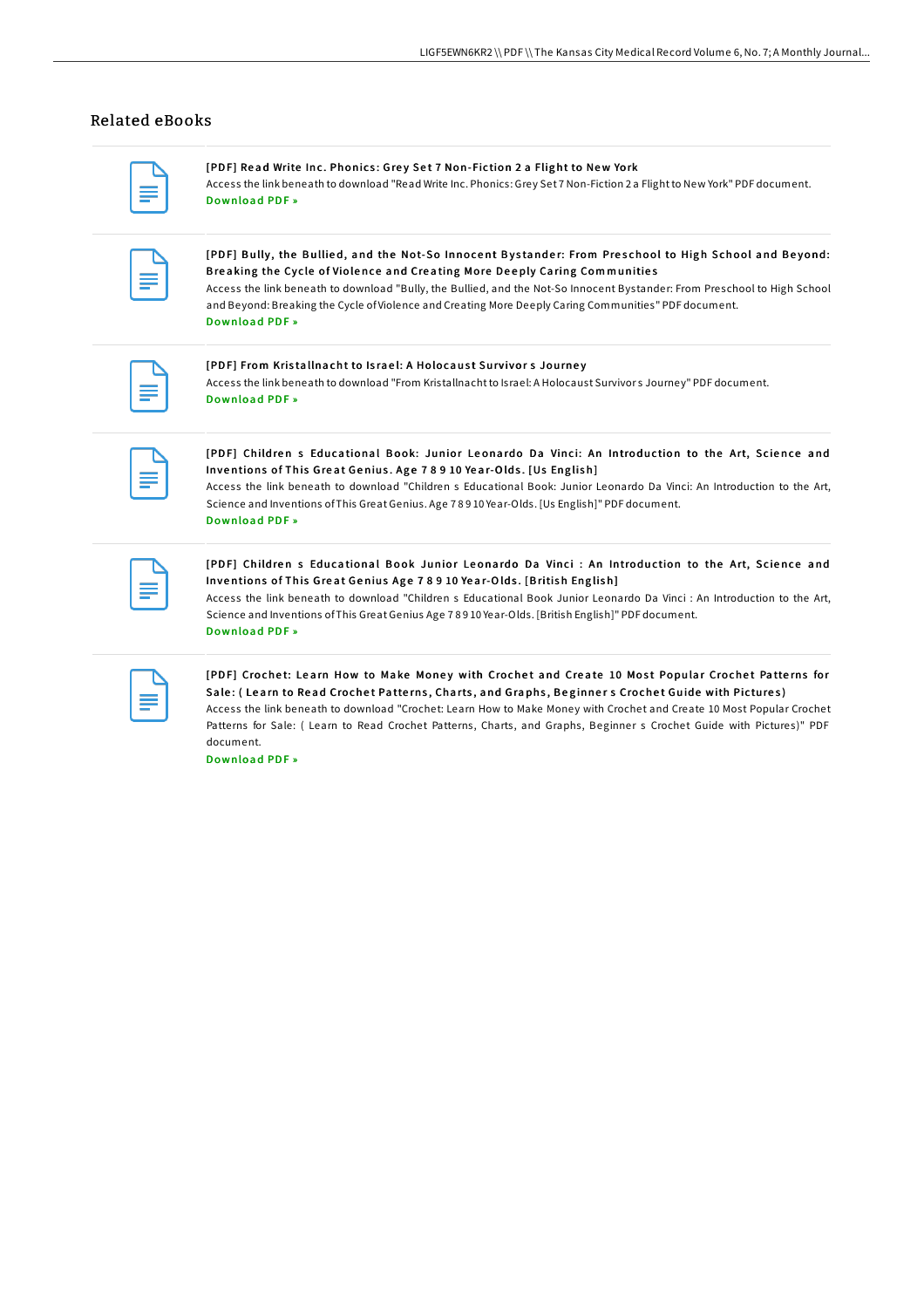## Related eBooks

[PDF] Read Write Inc. Phonics: Grey Set 7 Non-Fiction 2 a Flight to New York
Access the link beneath to download "Read Write Inc. Phonics: Grey Set 7 Non-Fiction 2 a Flight to New York" PDF document.
Download PDF »

[PDF] Bully, the Bullied, and the Not-So Innocent Bystander: From Preschool to High School and Beyond: Breaking the Cycle of Violence and Creating More Deeply Caring Communities
Access the link beneath to download "Bully, the Bullied, and the Not-So Innocent Bystander: From Preschool to High School and Beyond: Breaking the Cycle of Violence and Creating More Deeply Caring Communities" PDF document.
Download PDF »

[PDF] From Kristallnacht to Israel: A Holocaust Survivor s Journey
Access the link beneath to download "From Kristallnacht to Israel: A Holocaust Survivor s Journey" PDF document.
Download PDF »

[PDF] Children s Educational Book: Junior Leonardo Da Vinci: An Introduction to the Art, Science and Inventions of This Great Genius. Age 7 8 9 10 Year-Olds. [Us English]
Access the link beneath to download "Children s Educational Book: Junior Leonardo Da Vinci: An Introduction to the Art, Science and Inventions of This Great Genius. Age 7 8 9 10 Year-Olds. [Us English]" PDF document.
Download PDF »

[PDF] Children s Educational Book Junior Leonardo Da Vinci : An Introduction to the Art, Science and Inventions of This Great Genius Age 7 8 9 10 Year-Olds. [British English]
Access the link beneath to download "Children s Educational Book Junior Leonardo Da Vinci : An Introduction to the Art, Science and Inventions of This Great Genius Age 7 8 9 10 Year-Olds. [British English]" PDF document.
Download PDF »

[PDF] Crochet: Learn How to Make Money with Crochet and Create 10 Most Popular Crochet Patterns for Sale: ( Learn to Read Crochet Patterns, Charts, and Graphs, Beginner s Crochet Guide with Pictures)
Access the link beneath to download "Crochet: Learn How to Make Money with Crochet and Create 10 Most Popular Crochet Patterns for Sale: ( Learn to Read Crochet Patterns, Charts, and Graphs, Beginner s Crochet Guide with Pictures)" PDF document.
Download PDF »